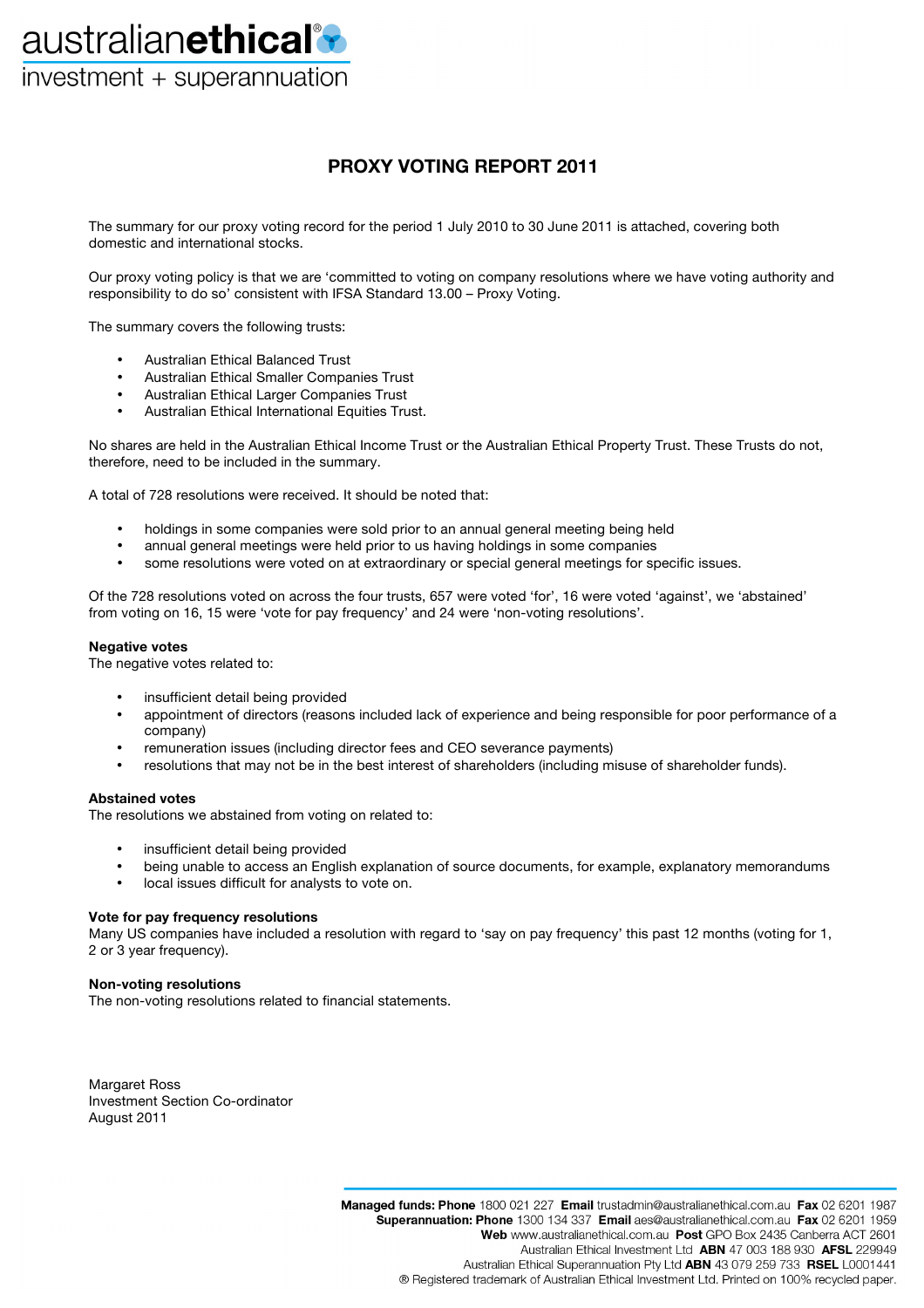# PROXY VOTING REPORT 2011

The summary for our proxy voting record for the period 1 July 2010 to 30 June 2011 is attached, covering both domestic and international stocks.

Our proxy voting policy is that we are 'committed to voting on company resolutions where we have voting authority and responsibility to do so' consistent with IFSA Standard 13.00 – Proxy Voting.

The summary covers the following trusts:

- Australian Ethical Balanced Trust
- Australian Ethical Smaller Companies Trust
- Australian Ethical Larger Companies Trust
- Australian Ethical International Equities Trust.

No shares are held in the Australian Ethical Income Trust or the Australian Ethical Property Trust. These Trusts do not, therefore, need to be included in the summary.

A total of 728 resolutions were received. It should be noted that:

- holdings in some companies were sold prior to an annual general meeting being held
- annual general meetings were held prior to us having holdings in some companies
- some resolutions were voted on at extraordinary or special general meetings for specific issues.

Of the 728 resolutions voted on across the four trusts, 657 were voted 'for', 16 were voted 'against', we 'abstained' from voting on 16, 15 were 'vote for pay frequency' and 24 were 'non-voting resolutions'.

**Negative votes**

The negative votes related to:

- insufficient detail being provided
- appointment of directors (reasons included lack of experience and being responsible for poor performance of a company)
- remuneration issues (including director fees and CEO severance payments)
- resolutions that may not be in the best interest of shareholders (including misuse of shareholder funds).

**Abstained votes**

The resolutions we abstained from voting on related to:

- insufficient detail being provided
- being unable to access an English explanation of source documents, for example, explanatory memorandums
- local issues difficult for analysts to vote on.

**Vote for pay frequency resolutions**

Many US companies have included a resolution with regard to 'say on pay frequency' this past 12 months (voting for 1, 2 or 3 year frequency).

**Non-voting resolutions**

The non-voting resolutions related to financial statements.

Margaret Ross
Investment Section Co-ordinator
August 2011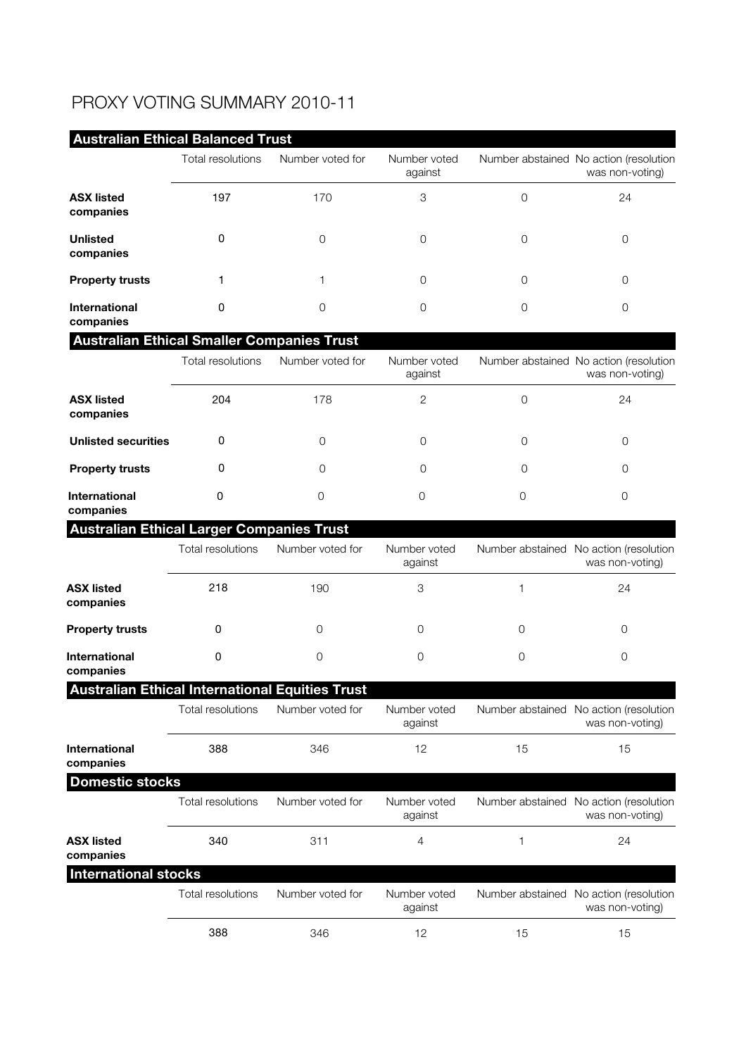# PROXY VOTING SUMMARY 2010-11

## Australian Ethical Balanced Trust

| | Total resolutions | Number voted for | Number voted against | Number abstained | No action (resolution was non-voting) |
|---|---|---|---|---|---|
| **ASX listed companies** | 197 | 170 | 3 | 0 | 24 |
| **Unlisted companies** | 0 | 0 | 0 | 0 | 0 |
| **Property trusts** | 1 | 1 | 0 | 0 | 0 |
| **International companies** | 0 | 0 | 0 | 0 | 0 |

## Australian Ethical Smaller Companies Trust

| | Total resolutions | Number voted for | Number voted against | Number abstained | No action (resolution was non-voting) |
|---|---|---|---|---|---|
| **ASX listed companies** | 204 | 178 | 2 | 0 | 24 |
| **Unlisted securities** | 0 | 0 | 0 | 0 | 0 |
| **Property trusts** | 0 | 0 | 0 | 0 | 0 |
| **International companies** | 0 | 0 | 0 | 0 | 0 |

## Australian Ethical Larger Companies Trust

| | Total resolutions | Number voted for | Number voted against | Number abstained | No action (resolution was non-voting) |
|---|---|---|---|---|---|
| **ASX listed companies** | 218 | 190 | 3 | 1 | 24 |
| **Property trusts** | 0 | 0 | 0 | 0 | 0 |
| **International companies** | 0 | 0 | 0 | 0 | 0 |

## Australian Ethical International Equities Trust

| | Total resolutions | Number voted for | Number voted against | Number abstained | No action (resolution was non-voting) |
|---|---|---|---|---|---|
| **International companies** | 388 | 346 | 12 | 15 | 15 |

## Domestic stocks

| | Total resolutions | Number voted for | Number voted against | Number abstained | No action (resolution was non-voting) |
|---|---|---|---|---|---|
| **ASX listed companies** | 340 | 311 | 4 | 1 | 24 |

## International stocks

| Total resolutions | Number voted for | Number voted against | Number abstained | No action (resolution was non-voting) |
|---|---|---|---|---|
| 388 | 346 | 12 | 15 | 15 |